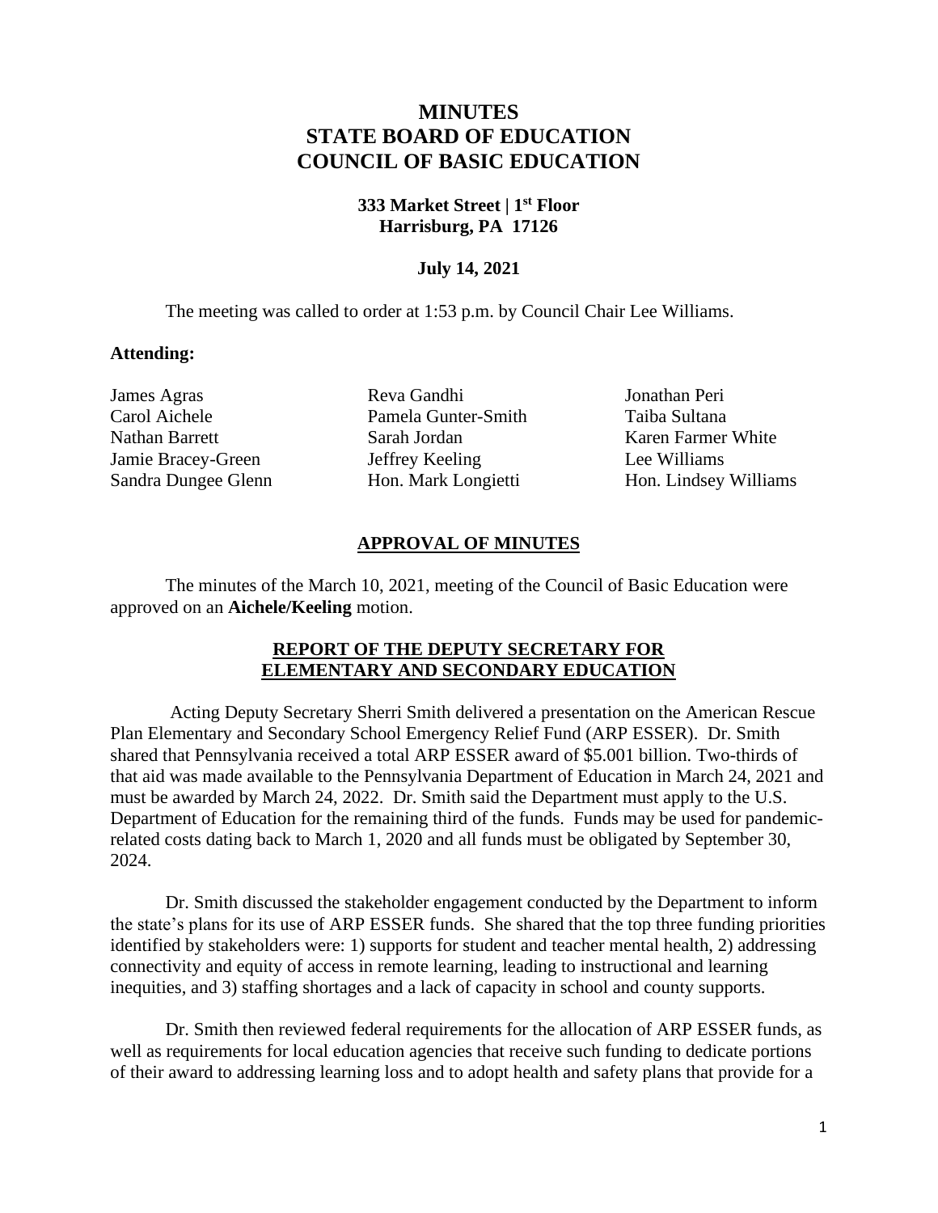# MINUTES
# STATE BOARD OF EDUCATION
# COUNCIL OF BASIC EDUCATION

**333 Market Street | 1st Floor**
**Harrisburg, PA 17126**

**July 14, 2021**

The meeting was called to order at 1:53 p.m. by Council Chair Lee Williams.

**Attending:**

James Agras
Carol Aichele
Nathan Barrett
Jamie Bracey-Green
Sandra Dungee Glenn
Reva Gandhi
Pamela Gunter-Smith
Sarah Jordan
Jeffrey Keeling
Hon. Mark Longietti
Jonathan Peri
Taiba Sultana
Karen Farmer White
Lee Williams
Hon. Lindsey Williams

## APPROVAL OF MINUTES

The minutes of the March 10, 2021, meeting of the Council of Basic Education were approved on an **Aichele/Keeling** motion.

## REPORT OF THE DEPUTY SECRETARY FOR ELEMENTARY AND SECONDARY EDUCATION

Acting Deputy Secretary Sherri Smith delivered a presentation on the American Rescue Plan Elementary and Secondary School Emergency Relief Fund (ARP ESSER). Dr. Smith shared that Pennsylvania received a total ARP ESSER award of $5.001 billion. Two-thirds of that aid was made available to the Pennsylvania Department of Education in March 24, 2021 and must be awarded by March 24, 2022. Dr. Smith said the Department must apply to the U.S. Department of Education for the remaining third of the funds. Funds may be used for pandemic-related costs dating back to March 1, 2020 and all funds must be obligated by September 30, 2024.

Dr. Smith discussed the stakeholder engagement conducted by the Department to inform the state's plans for its use of ARP ESSER funds. She shared that the top three funding priorities identified by stakeholders were: 1) supports for student and teacher mental health, 2) addressing connectivity and equity of access in remote learning, leading to instructional and learning inequities, and 3) staffing shortages and a lack of capacity in school and county supports.

Dr. Smith then reviewed federal requirements for the allocation of ARP ESSER funds, as well as requirements for local education agencies that receive such funding to dedicate portions of their award to addressing learning loss and to adopt health and safety plans that provide for a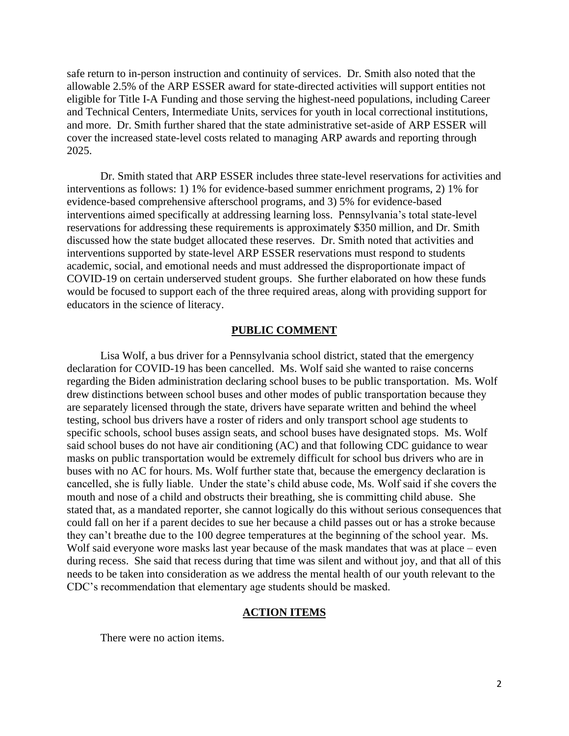safe return to in-person instruction and continuity of services. Dr. Smith also noted that the allowable 2.5% of the ARP ESSER award for state-directed activities will support entities not eligible for Title I-A Funding and those serving the highest-need populations, including Career and Technical Centers, Intermediate Units, services for youth in local correctional institutions, and more. Dr. Smith further shared that the state administrative set-aside of ARP ESSER will cover the increased state-level costs related to managing ARP awards and reporting through 2025.

Dr. Smith stated that ARP ESSER includes three state-level reservations for activities and interventions as follows: 1) 1% for evidence-based summer enrichment programs, 2) 1% for evidence-based comprehensive afterschool programs, and 3) 5% for evidence-based interventions aimed specifically at addressing learning loss. Pennsylvania's total state-level reservations for addressing these requirements is approximately $350 million, and Dr. Smith discussed how the state budget allocated these reserves. Dr. Smith noted that activities and interventions supported by state-level ARP ESSER reservations must respond to students academic, social, and emotional needs and must addressed the disproportionate impact of COVID-19 on certain underserved student groups. She further elaborated on how these funds would be focused to support each of the three required areas, along with providing support for educators in the science of literacy.

## PUBLIC COMMENT

Lisa Wolf, a bus driver for a Pennsylvania school district, stated that the emergency declaration for COVID-19 has been cancelled. Ms. Wolf said she wanted to raise concerns regarding the Biden administration declaring school buses to be public transportation. Ms. Wolf drew distinctions between school buses and other modes of public transportation because they are separately licensed through the state, drivers have separate written and behind the wheel testing, school bus drivers have a roster of riders and only transport school age students to specific schools, school buses assign seats, and school buses have designated stops. Ms. Wolf said school buses do not have air conditioning (AC) and that following CDC guidance to wear masks on public transportation would be extremely difficult for school bus drivers who are in buses with no AC for hours. Ms. Wolf further state that, because the emergency declaration is cancelled, she is fully liable. Under the state's child abuse code, Ms. Wolf said if she covers the mouth and nose of a child and obstructs their breathing, she is committing child abuse. She stated that, as a mandated reporter, she cannot logically do this without serious consequences that could fall on her if a parent decides to sue her because a child passes out or has a stroke because they can't breathe due to the 100 degree temperatures at the beginning of the school year. Ms. Wolf said everyone wore masks last year because of the mask mandates that was at place – even during recess. She said that recess during that time was silent and without joy, and that all of this needs to be taken into consideration as we address the mental health of our youth relevant to the CDC's recommendation that elementary age students should be masked.

## ACTION ITEMS

There were no action items.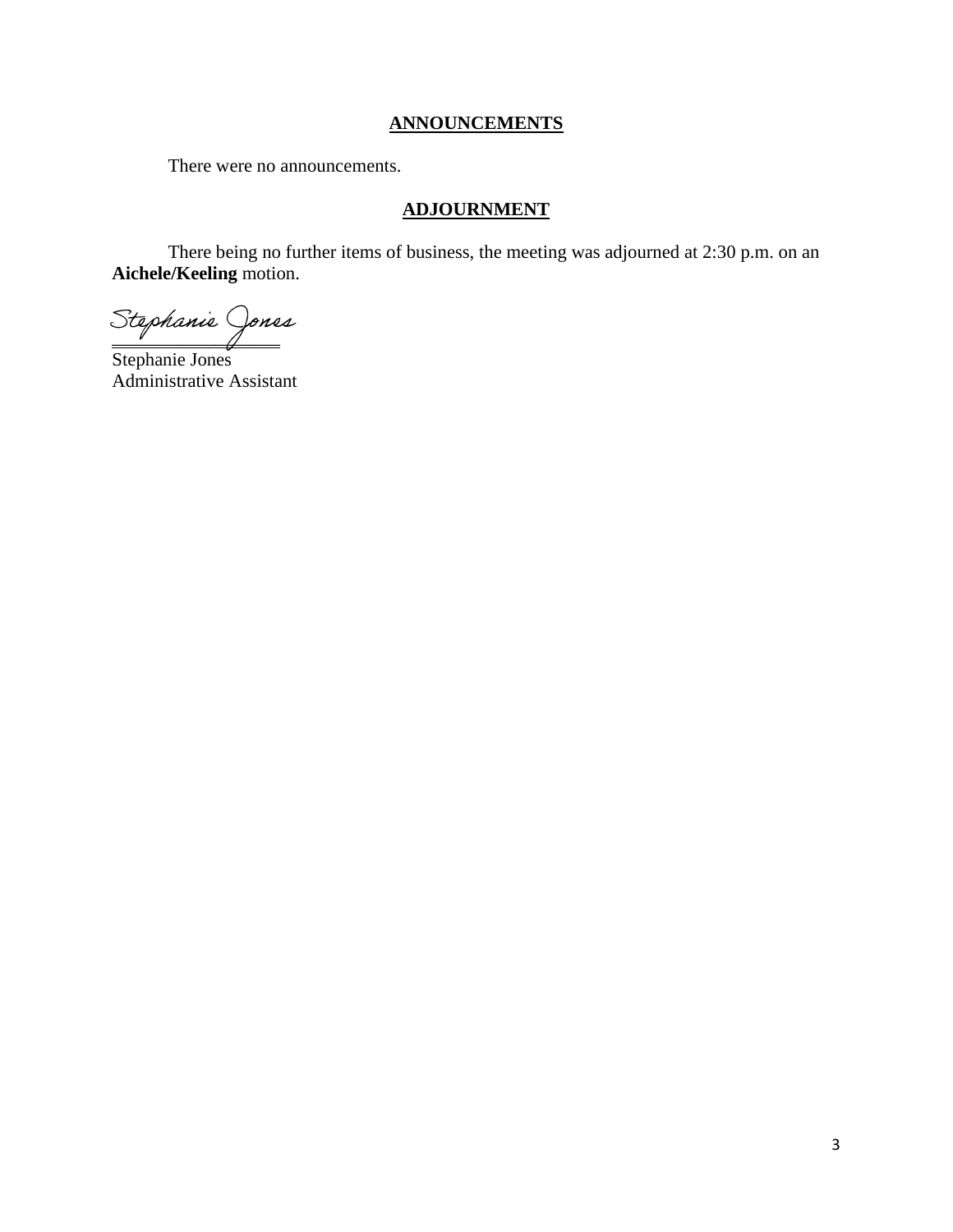## ANNOUNCEMENTS

There were no announcements.

## ADJOURNMENT

There being no further items of business, the meeting was adjourned at 2:30 p.m. on an **Aichele/Keeling** motion.

Stephanie Jones

Stephanie Jones
Administrative Assistant